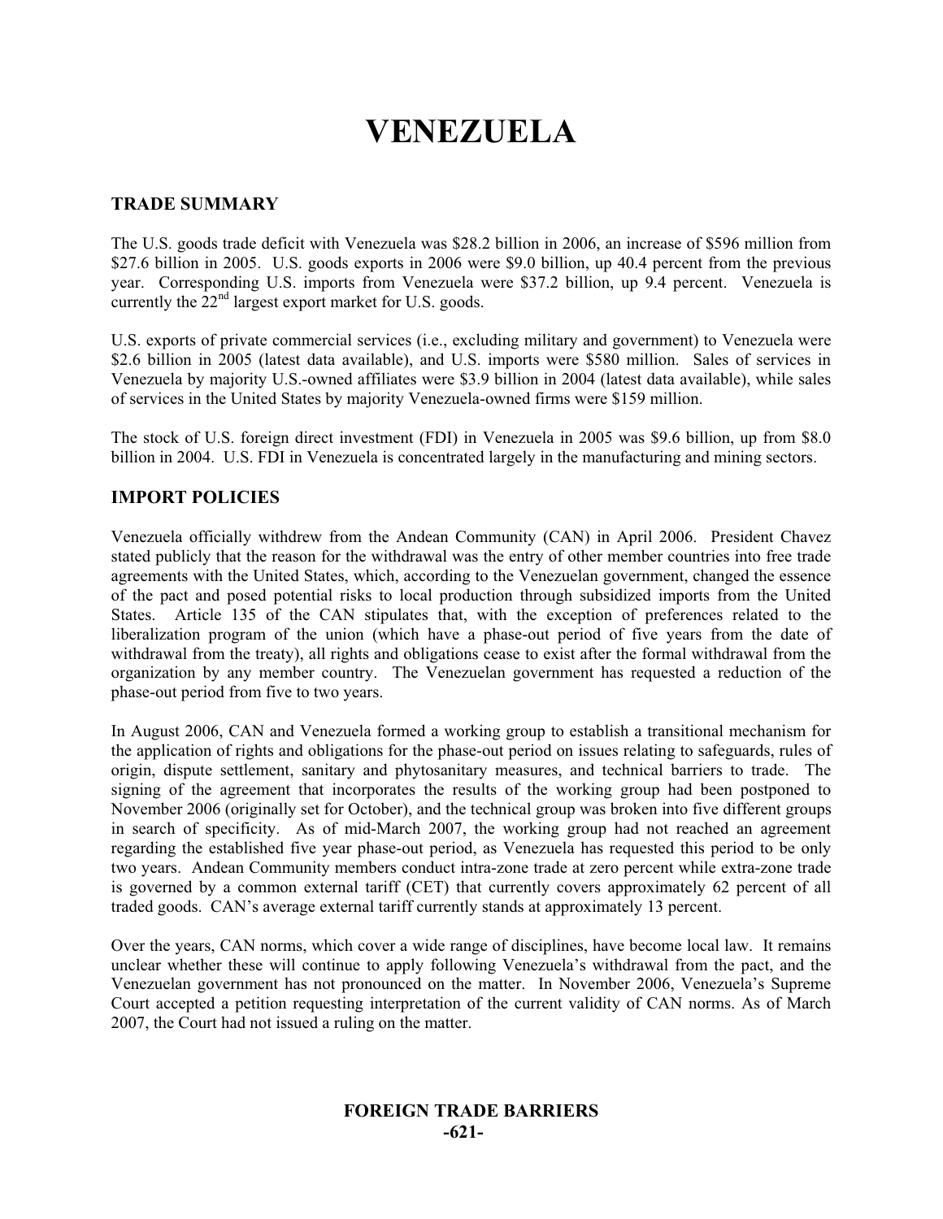# VENEZUELA

## TRADE SUMMARY

The U.S. goods trade deficit with Venezuela was $28.2 billion in 2006, an increase of $596 million from $27.6 billion in 2005. U.S. goods exports in 2006 were $9.0 billion, up 40.4 percent from the previous year. Corresponding U.S. imports from Venezuela were $37.2 billion, up 9.4 percent. Venezuela is currently the 22nd largest export market for U.S. goods.

U.S. exports of private commercial services (i.e., excluding military and government) to Venezuela were $2.6 billion in 2005 (latest data available), and U.S. imports were $580 million. Sales of services in Venezuela by majority U.S.-owned affiliates were $3.9 billion in 2004 (latest data available), while sales of services in the United States by majority Venezuela-owned firms were $159 million.

The stock of U.S. foreign direct investment (FDI) in Venezuela in 2005 was $9.6 billion, up from $8.0 billion in 2004. U.S. FDI in Venezuela is concentrated largely in the manufacturing and mining sectors.

## IMPORT POLICIES

Venezuela officially withdrew from the Andean Community (CAN) in April 2006. President Chavez stated publicly that the reason for the withdrawal was the entry of other member countries into free trade agreements with the United States, which, according to the Venezuelan government, changed the essence of the pact and posed potential risks to local production through subsidized imports from the United States. Article 135 of the CAN stipulates that, with the exception of preferences related to the liberalization program of the union (which have a phase-out period of five years from the date of withdrawal from the treaty), all rights and obligations cease to exist after the formal withdrawal from the organization by any member country. The Venezuelan government has requested a reduction of the phase-out period from five to two years.

In August 2006, CAN and Venezuela formed a working group to establish a transitional mechanism for the application of rights and obligations for the phase-out period on issues relating to safeguards, rules of origin, dispute settlement, sanitary and phytosanitary measures, and technical barriers to trade. The signing of the agreement that incorporates the results of the working group had been postponed to November 2006 (originally set for October), and the technical group was broken into five different groups in search of specificity. As of mid-March 2007, the working group had not reached an agreement regarding the established five year phase-out period, as Venezuela has requested this period to be only two years. Andean Community members conduct intra-zone trade at zero percent while extra-zone trade is governed by a common external tariff (CET) that currently covers approximately 62 percent of all traded goods. CAN's average external tariff currently stands at approximately 13 percent.

Over the years, CAN norms, which cover a wide range of disciplines, have become local law. It remains unclear whether these will continue to apply following Venezuela's withdrawal from the pact, and the Venezuelan government has not pronounced on the matter. In November 2006, Venezuela's Supreme Court accepted a petition requesting interpretation of the current validity of CAN norms. As of March 2007, the Court had not issued a ruling on the matter.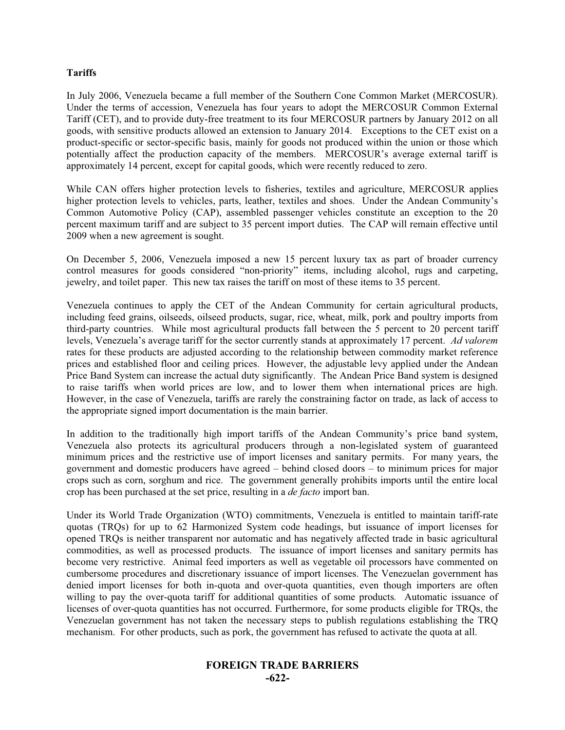**Tariffs**

In July 2006, Venezuela became a full member of the Southern Cone Common Market (MERCOSUR). Under the terms of accession, Venezuela has four years to adopt the MERCOSUR Common External Tariff (CET), and to provide duty-free treatment to its four MERCOSUR partners by January 2012 on all goods, with sensitive products allowed an extension to January 2014. Exceptions to the CET exist on a product-specific or sector-specific basis, mainly for goods not produced within the union or those which potentially affect the production capacity of the members. MERCOSUR's average external tariff is approximately 14 percent, except for capital goods, which were recently reduced to zero.

While CAN offers higher protection levels to fisheries, textiles and agriculture, MERCOSUR applies higher protection levels to vehicles, parts, leather, textiles and shoes. Under the Andean Community's Common Automotive Policy (CAP), assembled passenger vehicles constitute an exception to the 20 percent maximum tariff and are subject to 35 percent import duties. The CAP will remain effective until 2009 when a new agreement is sought.

On December 5, 2006, Venezuela imposed a new 15 percent luxury tax as part of broader currency control measures for goods considered "non-priority" items, including alcohol, rugs and carpeting, jewelry, and toilet paper. This new tax raises the tariff on most of these items to 35 percent.

Venezuela continues to apply the CET of the Andean Community for certain agricultural products, including feed grains, oilseeds, oilseed products, sugar, rice, wheat, milk, pork and poultry imports from third-party countries. While most agricultural products fall between the 5 percent to 20 percent tariff levels, Venezuela's average tariff for the sector currently stands at approximately 17 percent. *Ad valorem* rates for these products are adjusted according to the relationship between commodity market reference prices and established floor and ceiling prices. However, the adjustable levy applied under the Andean Price Band System can increase the actual duty significantly. The Andean Price Band system is designed to raise tariffs when world prices are low, and to lower them when international prices are high. However, in the case of Venezuela, tariffs are rarely the constraining factor on trade, as lack of access to the appropriate signed import documentation is the main barrier.

In addition to the traditionally high import tariffs of the Andean Community's price band system, Venezuela also protects its agricultural producers through a non-legislated system of guaranteed minimum prices and the restrictive use of import licenses and sanitary permits. For many years, the government and domestic producers have agreed – behind closed doors – to minimum prices for major crops such as corn, sorghum and rice. The government generally prohibits imports until the entire local crop has been purchased at the set price, resulting in a *de facto* import ban.

Under its World Trade Organization (WTO) commitments, Venezuela is entitled to maintain tariff-rate quotas (TRQs) for up to 62 Harmonized System code headings, but issuance of import licenses for opened TRQs is neither transparent nor automatic and has negatively affected trade in basic agricultural commodities, as well as processed products. The issuance of import licenses and sanitary permits has become very restrictive. Animal feed importers as well as vegetable oil processors have commented on cumbersome procedures and discretionary issuance of import licenses. The Venezuelan government has denied import licenses for both in-quota and over-quota quantities, even though importers are often willing to pay the over-quota tariff for additional quantities of some products. Automatic issuance of licenses of over-quota quantities has not occurred. Furthermore, for some products eligible for TRQs, the Venezuelan government has not taken the necessary steps to publish regulations establishing the TRQ mechanism. For other products, such as pork, the government has refused to activate the quota at all.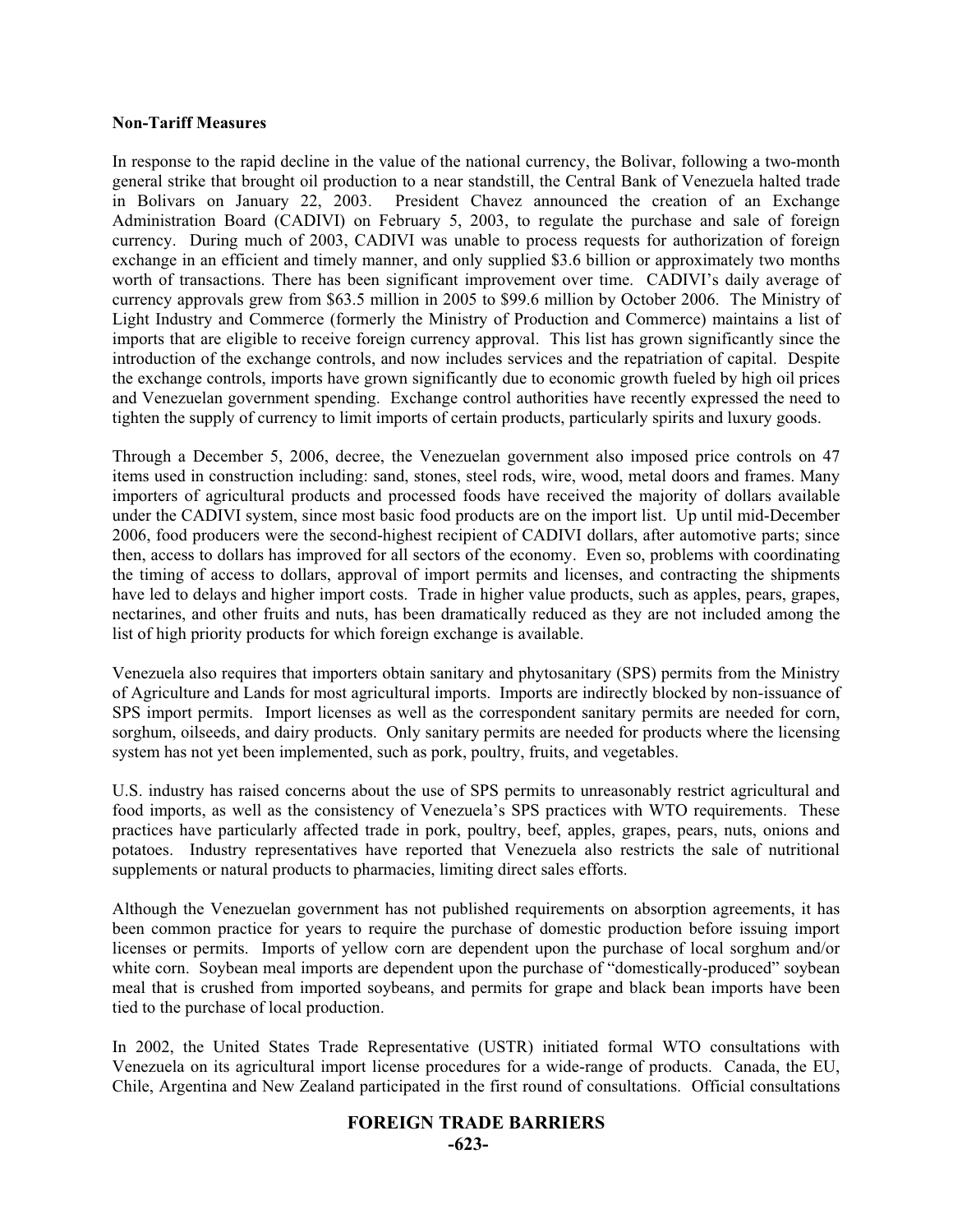**Non-Tariff Measures**

In response to the rapid decline in the value of the national currency, the Bolivar, following a two-month general strike that brought oil production to a near standstill, the Central Bank of Venezuela halted trade in Bolivars on January 22, 2003. President Chavez announced the creation of an Exchange Administration Board (CADIVI) on February 5, 2003, to regulate the purchase and sale of foreign currency. During much of 2003, CADIVI was unable to process requests for authorization of foreign exchange in an efficient and timely manner, and only supplied \$3.6 billion or approximately two months worth of transactions. There has been significant improvement over time. CADIVI's daily average of currency approvals grew from \$63.5 million in 2005 to \$99.6 million by October 2006. The Ministry of Light Industry and Commerce (formerly the Ministry of Production and Commerce) maintains a list of imports that are eligible to receive foreign currency approval. This list has grown significantly since the introduction of the exchange controls, and now includes services and the repatriation of capital. Despite the exchange controls, imports have grown significantly due to economic growth fueled by high oil prices and Venezuelan government spending. Exchange control authorities have recently expressed the need to tighten the supply of currency to limit imports of certain products, particularly spirits and luxury goods.

Through a December 5, 2006, decree, the Venezuelan government also imposed price controls on 47 items used in construction including: sand, stones, steel rods, wire, wood, metal doors and frames. Many importers of agricultural products and processed foods have received the majority of dollars available under the CADIVI system, since most basic food products are on the import list. Up until mid-December 2006, food producers were the second-highest recipient of CADIVI dollars, after automotive parts; since then, access to dollars has improved for all sectors of the economy. Even so, problems with coordinating the timing of access to dollars, approval of import permits and licenses, and contracting the shipments have led to delays and higher import costs. Trade in higher value products, such as apples, pears, grapes, nectarines, and other fruits and nuts, has been dramatically reduced as they are not included among the list of high priority products for which foreign exchange is available.

Venezuela also requires that importers obtain sanitary and phytosanitary (SPS) permits from the Ministry of Agriculture and Lands for most agricultural imports. Imports are indirectly blocked by non-issuance of SPS import permits. Import licenses as well as the correspondent sanitary permits are needed for corn, sorghum, oilseeds, and dairy products. Only sanitary permits are needed for products where the licensing system has not yet been implemented, such as pork, poultry, fruits, and vegetables.

U.S. industry has raised concerns about the use of SPS permits to unreasonably restrict agricultural and food imports, as well as the consistency of Venezuela's SPS practices with WTO requirements. These practices have particularly affected trade in pork, poultry, beef, apples, grapes, pears, nuts, onions and potatoes. Industry representatives have reported that Venezuela also restricts the sale of nutritional supplements or natural products to pharmacies, limiting direct sales efforts.

Although the Venezuelan government has not published requirements on absorption agreements, it has been common practice for years to require the purchase of domestic production before issuing import licenses or permits. Imports of yellow corn are dependent upon the purchase of local sorghum and/or white corn. Soybean meal imports are dependent upon the purchase of "domestically-produced" soybean meal that is crushed from imported soybeans, and permits for grape and black bean imports have been tied to the purchase of local production.

In 2002, the United States Trade Representative (USTR) initiated formal WTO consultations with Venezuela on its agricultural import license procedures for a wide-range of products. Canada, the EU, Chile, Argentina and New Zealand participated in the first round of consultations. Official consultations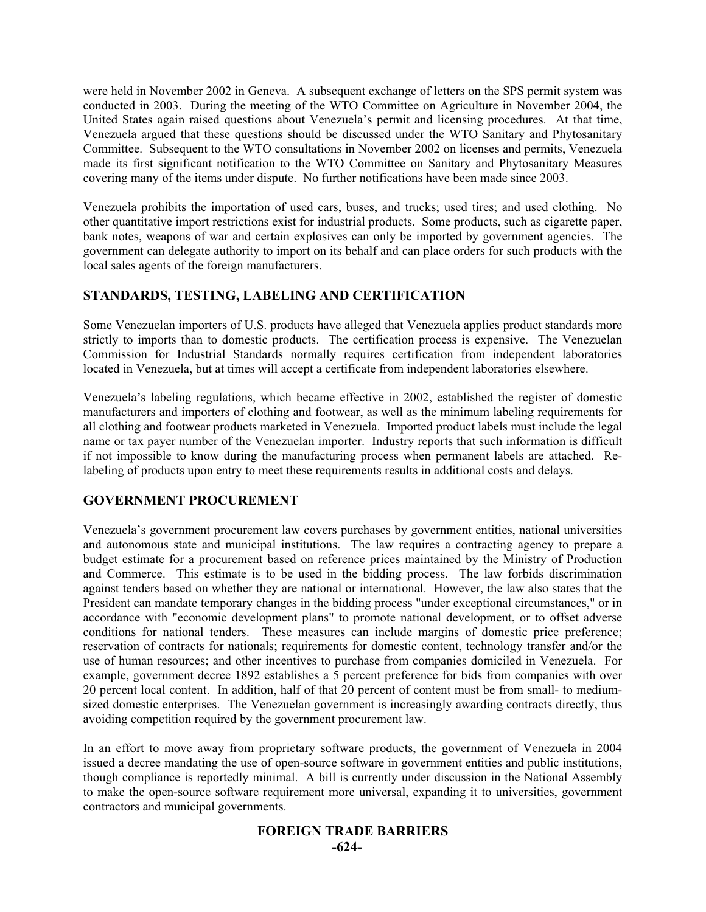were held in November 2002 in Geneva. A subsequent exchange of letters on the SPS permit system was conducted in 2003. During the meeting of the WTO Committee on Agriculture in November 2004, the United States again raised questions about Venezuela's permit and licensing procedures. At that time, Venezuela argued that these questions should be discussed under the WTO Sanitary and Phytosanitary Committee. Subsequent to the WTO consultations in November 2002 on licenses and permits, Venezuela made its first significant notification to the WTO Committee on Sanitary and Phytosanitary Measures covering many of the items under dispute. No further notifications have been made since 2003.

Venezuela prohibits the importation of used cars, buses, and trucks; used tires; and used clothing. No other quantitative import restrictions exist for industrial products. Some products, such as cigarette paper, bank notes, weapons of war and certain explosives can only be imported by government agencies. The government can delegate authority to import on its behalf and can place orders for such products with the local sales agents of the foreign manufacturers.

## STANDARDS, TESTING, LABELING AND CERTIFICATION

Some Venezuelan importers of U.S. products have alleged that Venezuela applies product standards more strictly to imports than to domestic products. The certification process is expensive. The Venezuelan Commission for Industrial Standards normally requires certification from independent laboratories located in Venezuela, but at times will accept a certificate from independent laboratories elsewhere.

Venezuela's labeling regulations, which became effective in 2002, established the register of domestic manufacturers and importers of clothing and footwear, as well as the minimum labeling requirements for all clothing and footwear products marketed in Venezuela. Imported product labels must include the legal name or tax payer number of the Venezuelan importer. Industry reports that such information is difficult if not impossible to know during the manufacturing process when permanent labels are attached. Re-labeling of products upon entry to meet these requirements results in additional costs and delays.

## GOVERNMENT PROCUREMENT

Venezuela's government procurement law covers purchases by government entities, national universities and autonomous state and municipal institutions. The law requires a contracting agency to prepare a budget estimate for a procurement based on reference prices maintained by the Ministry of Production and Commerce. This estimate is to be used in the bidding process. The law forbids discrimination against tenders based on whether they are national or international. However, the law also states that the President can mandate temporary changes in the bidding process "under exceptional circumstances," or in accordance with "economic development plans" to promote national development, or to offset adverse conditions for national tenders. These measures can include margins of domestic price preference; reservation of contracts for nationals; requirements for domestic content, technology transfer and/or the use of human resources; and other incentives to purchase from companies domiciled in Venezuela. For example, government decree 1892 establishes a 5 percent preference for bids from companies with over 20 percent local content. In addition, half of that 20 percent of content must be from small- to medium-sized domestic enterprises. The Venezuelan government is increasingly awarding contracts directly, thus avoiding competition required by the government procurement law.

In an effort to move away from proprietary software products, the government of Venezuela in 2004 issued a decree mandating the use of open-source software in government entities and public institutions, though compliance is reportedly minimal. A bill is currently under discussion in the National Assembly to make the open-source software requirement more universal, expanding it to universities, government contractors and municipal governments.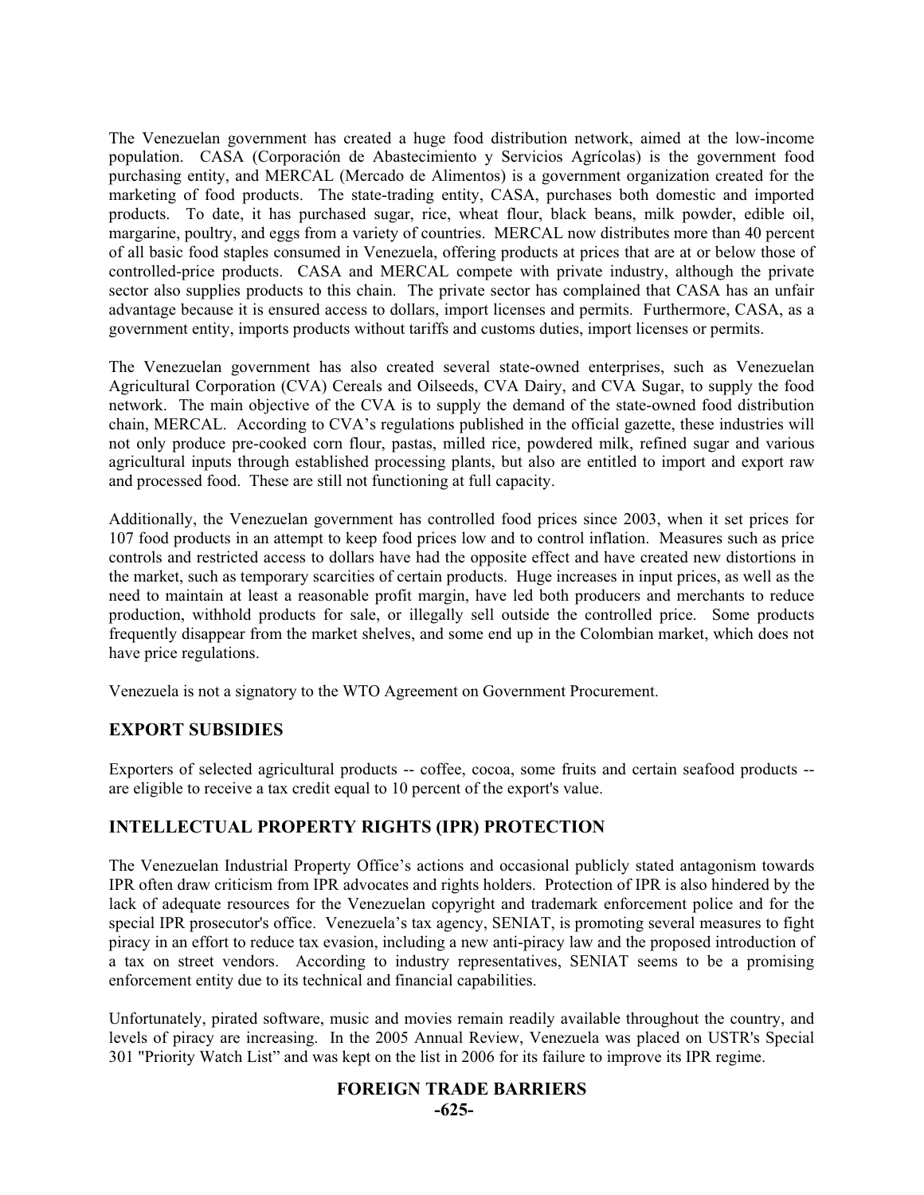The Venezuelan government has created a huge food distribution network, aimed at the low-income population. CASA (Corporación de Abastecimiento y Servicios Agrícolas) is the government food purchasing entity, and MERCAL (Mercado de Alimentos) is a government organization created for the marketing of food products. The state-trading entity, CASA, purchases both domestic and imported products. To date, it has purchased sugar, rice, wheat flour, black beans, milk powder, edible oil, margarine, poultry, and eggs from a variety of countries. MERCAL now distributes more than 40 percent of all basic food staples consumed in Venezuela, offering products at prices that are at or below those of controlled-price products. CASA and MERCAL compete with private industry, although the private sector also supplies products to this chain. The private sector has complained that CASA has an unfair advantage because it is ensured access to dollars, import licenses and permits. Furthermore, CASA, as a government entity, imports products without tariffs and customs duties, import licenses or permits.

The Venezuelan government has also created several state-owned enterprises, such as Venezuelan Agricultural Corporation (CVA) Cereals and Oilseeds, CVA Dairy, and CVA Sugar, to supply the food network. The main objective of the CVA is to supply the demand of the state-owned food distribution chain, MERCAL. According to CVA's regulations published in the official gazette, these industries will not only produce pre-cooked corn flour, pastas, milled rice, powdered milk, refined sugar and various agricultural inputs through established processing plants, but also are entitled to import and export raw and processed food. These are still not functioning at full capacity.

Additionally, the Venezuelan government has controlled food prices since 2003, when it set prices for 107 food products in an attempt to keep food prices low and to control inflation. Measures such as price controls and restricted access to dollars have had the opposite effect and have created new distortions in the market, such as temporary scarcities of certain products. Huge increases in input prices, as well as the need to maintain at least a reasonable profit margin, have led both producers and merchants to reduce production, withhold products for sale, or illegally sell outside the controlled price. Some products frequently disappear from the market shelves, and some end up in the Colombian market, which does not have price regulations.

Venezuela is not a signatory to the WTO Agreement on Government Procurement.

## EXPORT SUBSIDIES

Exporters of selected agricultural products -- coffee, cocoa, some fruits and certain seafood products -- are eligible to receive a tax credit equal to 10 percent of the export's value.

## INTELLECTUAL PROPERTY RIGHTS (IPR) PROTECTION

The Venezuelan Industrial Property Office's actions and occasional publicly stated antagonism towards IPR often draw criticism from IPR advocates and rights holders. Protection of IPR is also hindered by the lack of adequate resources for the Venezuelan copyright and trademark enforcement police and for the special IPR prosecutor's office. Venezuela's tax agency, SENIAT, is promoting several measures to fight piracy in an effort to reduce tax evasion, including a new anti-piracy law and the proposed introduction of a tax on street vendors. According to industry representatives, SENIAT seems to be a promising enforcement entity due to its technical and financial capabilities.

Unfortunately, pirated software, music and movies remain readily available throughout the country, and levels of piracy are increasing. In the 2005 Annual Review, Venezuela was placed on USTR's Special 301 "Priority Watch List" and was kept on the list in 2006 for its failure to improve its IPR regime.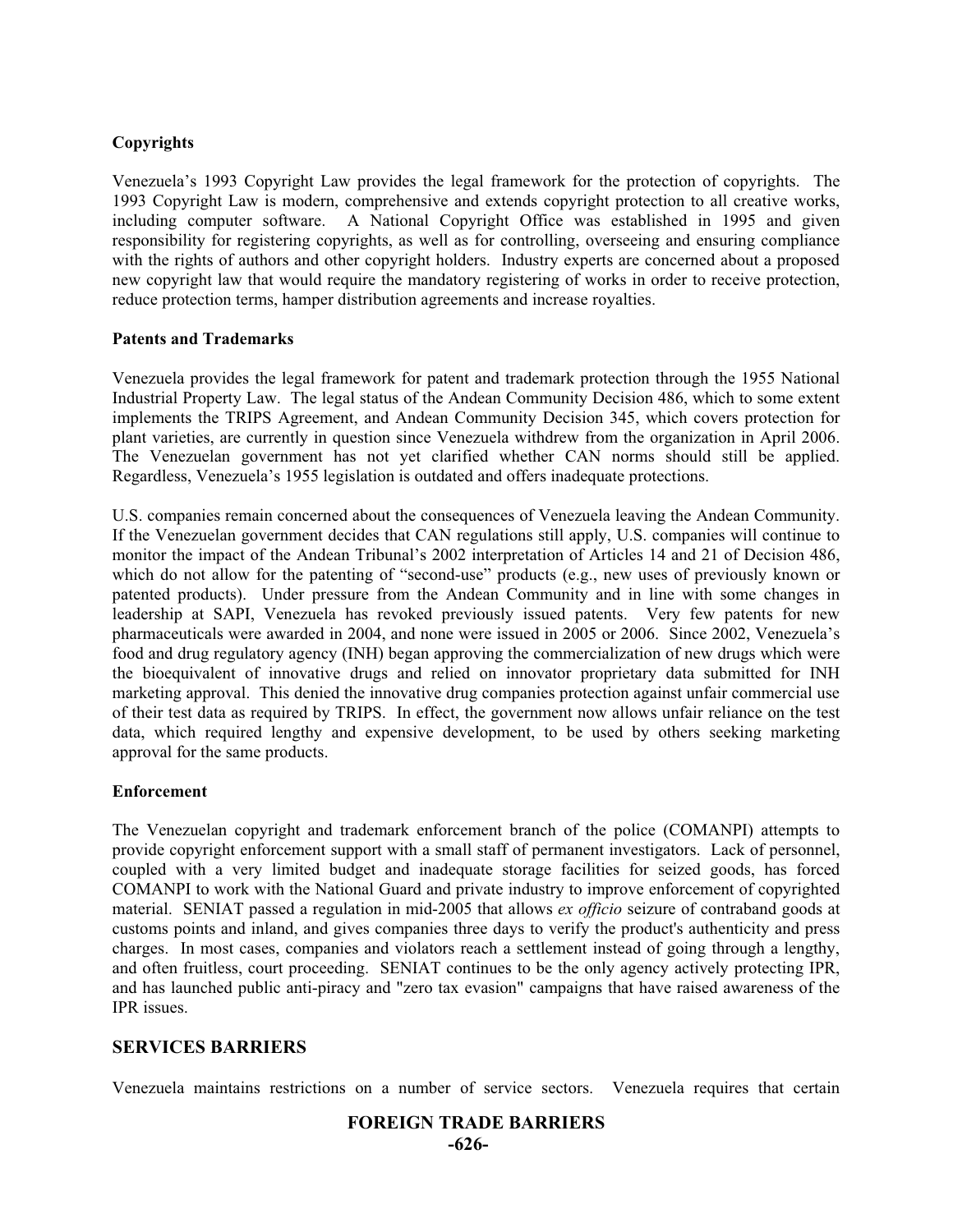### Copyrights

Venezuela's 1993 Copyright Law provides the legal framework for the protection of copyrights. The 1993 Copyright Law is modern, comprehensive and extends copyright protection to all creative works, including computer software. A National Copyright Office was established in 1995 and given responsibility for registering copyrights, as well as for controlling, overseeing and ensuring compliance with the rights of authors and other copyright holders. Industry experts are concerned about a proposed new copyright law that would require the mandatory registering of works in order to receive protection, reduce protection terms, hamper distribution agreements and increase royalties.

### Patents and Trademarks

Venezuela provides the legal framework for patent and trademark protection through the 1955 National Industrial Property Law. The legal status of the Andean Community Decision 486, which to some extent implements the TRIPS Agreement, and Andean Community Decision 345, which covers protection for plant varieties, are currently in question since Venezuela withdrew from the organization in April 2006. The Venezuelan government has not yet clarified whether CAN norms should still be applied. Regardless, Venezuela's 1955 legislation is outdated and offers inadequate protections.

U.S. companies remain concerned about the consequences of Venezuela leaving the Andean Community. If the Venezuelan government decides that CAN regulations still apply, U.S. companies will continue to monitor the impact of the Andean Tribunal's 2002 interpretation of Articles 14 and 21 of Decision 486, which do not allow for the patenting of "second-use" products (e.g., new uses of previously known or patented products). Under pressure from the Andean Community and in line with some changes in leadership at SAPI, Venezuela has revoked previously issued patents. Very few patents for new pharmaceuticals were awarded in 2004, and none were issued in 2005 or 2006. Since 2002, Venezuela's food and drug regulatory agency (INH) began approving the commercialization of new drugs which were the bioequivalent of innovative drugs and relied on innovator proprietary data submitted for INH marketing approval. This denied the innovative drug companies protection against unfair commercial use of their test data as required by TRIPS. In effect, the government now allows unfair reliance on the test data, which required lengthy and expensive development, to be used by others seeking marketing approval for the same products.

### Enforcement

The Venezuelan copyright and trademark enforcement branch of the police (COMANPI) attempts to provide copyright enforcement support with a small staff of permanent investigators. Lack of personnel, coupled with a very limited budget and inadequate storage facilities for seized goods, has forced COMANPI to work with the National Guard and private industry to improve enforcement of copyrighted material. SENIAT passed a regulation in mid-2005 that allows *ex officio* seizure of contraband goods at customs points and inland, and gives companies three days to verify the product's authenticity and press charges. In most cases, companies and violators reach a settlement instead of going through a lengthy, and often fruitless, court proceeding. SENIAT continues to be the only agency actively protecting IPR, and has launched public anti-piracy and "zero tax evasion" campaigns that have raised awareness of the IPR issues.

## SERVICES BARRIERS

Venezuela maintains restrictions on a number of service sectors. Venezuela requires that certain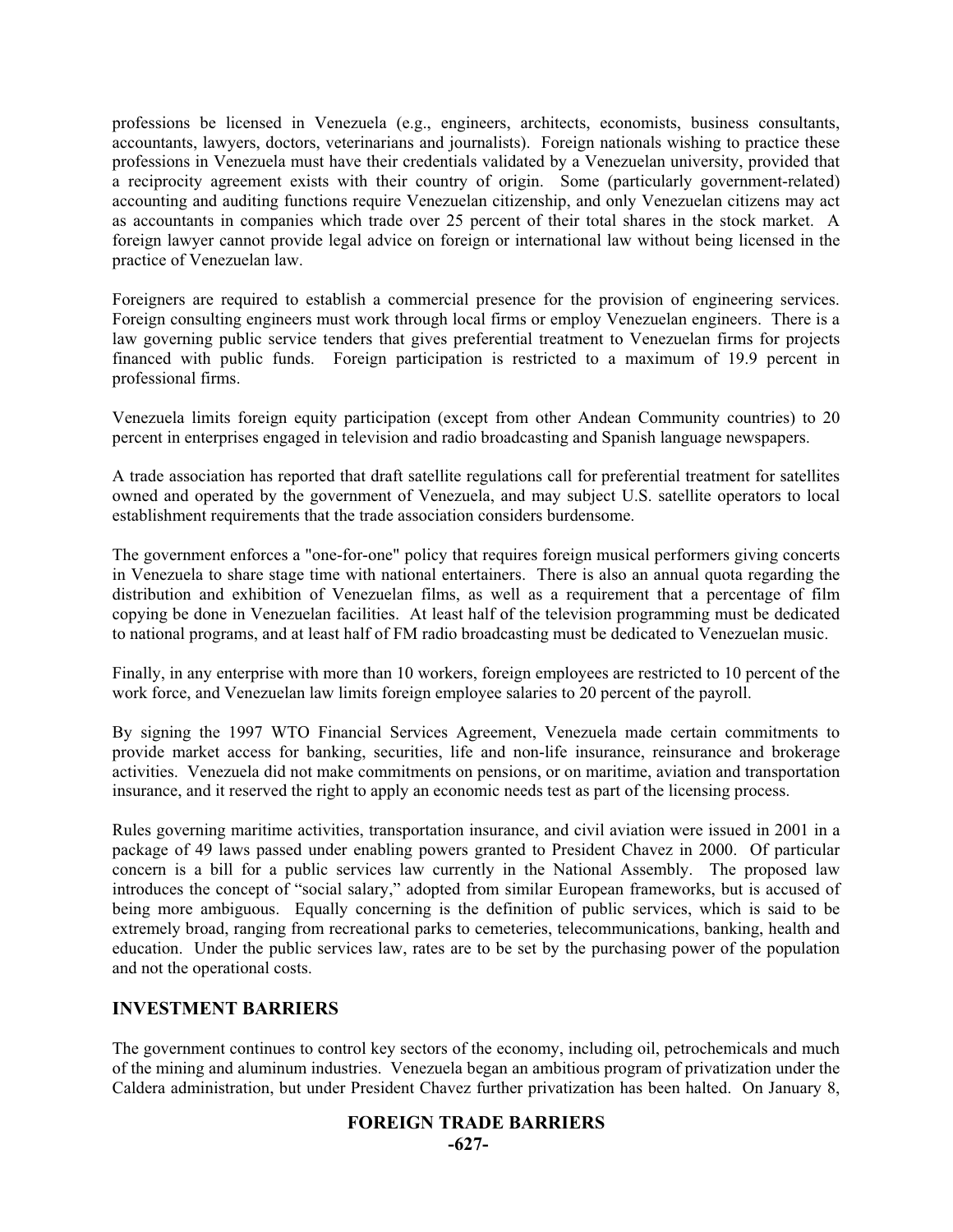professions be licensed in Venezuela (e.g., engineers, architects, economists, business consultants, accountants, lawyers, doctors, veterinarians and journalists). Foreign nationals wishing to practice these professions in Venezuela must have their credentials validated by a Venezuelan university, provided that a reciprocity agreement exists with their country of origin. Some (particularly government-related) accounting and auditing functions require Venezuelan citizenship, and only Venezuelan citizens may act as accountants in companies which trade over 25 percent of their total shares in the stock market. A foreign lawyer cannot provide legal advice on foreign or international law without being licensed in the practice of Venezuelan law.

Foreigners are required to establish a commercial presence for the provision of engineering services. Foreign consulting engineers must work through local firms or employ Venezuelan engineers. There is a law governing public service tenders that gives preferential treatment to Venezuelan firms for projects financed with public funds. Foreign participation is restricted to a maximum of 19.9 percent in professional firms.

Venezuela limits foreign equity participation (except from other Andean Community countries) to 20 percent in enterprises engaged in television and radio broadcasting and Spanish language newspapers.

A trade association has reported that draft satellite regulations call for preferential treatment for satellites owned and operated by the government of Venezuela, and may subject U.S. satellite operators to local establishment requirements that the trade association considers burdensome.

The government enforces a "one-for-one" policy that requires foreign musical performers giving concerts in Venezuela to share stage time with national entertainers. There is also an annual quota regarding the distribution and exhibition of Venezuelan films, as well as a requirement that a percentage of film copying be done in Venezuelan facilities. At least half of the television programming must be dedicated to national programs, and at least half of FM radio broadcasting must be dedicated to Venezuelan music.

Finally, in any enterprise with more than 10 workers, foreign employees are restricted to 10 percent of the work force, and Venezuelan law limits foreign employee salaries to 20 percent of the payroll.

By signing the 1997 WTO Financial Services Agreement, Venezuela made certain commitments to provide market access for banking, securities, life and non-life insurance, reinsurance and brokerage activities. Venezuela did not make commitments on pensions, or on maritime, aviation and transportation insurance, and it reserved the right to apply an economic needs test as part of the licensing process.

Rules governing maritime activities, transportation insurance, and civil aviation were issued in 2001 in a package of 49 laws passed under enabling powers granted to President Chavez in 2000. Of particular concern is a bill for a public services law currently in the National Assembly. The proposed law introduces the concept of "social salary," adopted from similar European frameworks, but is accused of being more ambiguous. Equally concerning is the definition of public services, which is said to be extremely broad, ranging from recreational parks to cemeteries, telecommunications, banking, health and education. Under the public services law, rates are to be set by the purchasing power of the population and not the operational costs.

## INVESTMENT BARRIERS

The government continues to control key sectors of the economy, including oil, petrochemicals and much of the mining and aluminum industries. Venezuela began an ambitious program of privatization under the Caldera administration, but under President Chavez further privatization has been halted. On January 8,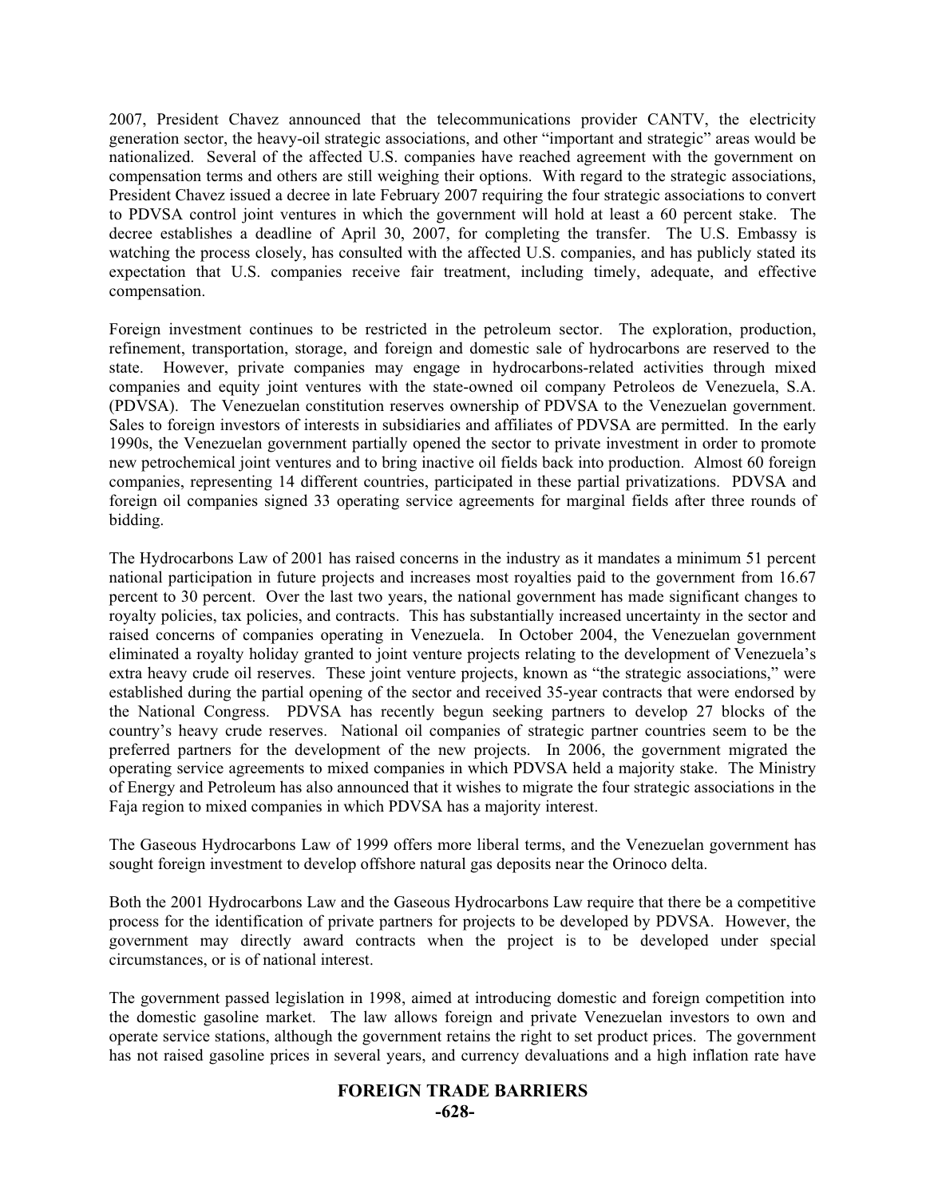2007, President Chavez announced that the telecommunications provider CANTV, the electricity generation sector, the heavy-oil strategic associations, and other "important and strategic" areas would be nationalized. Several of the affected U.S. companies have reached agreement with the government on compensation terms and others are still weighing their options. With regard to the strategic associations, President Chavez issued a decree in late February 2007 requiring the four strategic associations to convert to PDVSA control joint ventures in which the government will hold at least a 60 percent stake. The decree establishes a deadline of April 30, 2007, for completing the transfer. The U.S. Embassy is watching the process closely, has consulted with the affected U.S. companies, and has publicly stated its expectation that U.S. companies receive fair treatment, including timely, adequate, and effective compensation.

Foreign investment continues to be restricted in the petroleum sector. The exploration, production, refinement, transportation, storage, and foreign and domestic sale of hydrocarbons are reserved to the state. However, private companies may engage in hydrocarbons-related activities through mixed companies and equity joint ventures with the state-owned oil company Petroleos de Venezuela, S.A. (PDVSA). The Venezuelan constitution reserves ownership of PDVSA to the Venezuelan government. Sales to foreign investors of interests in subsidiaries and affiliates of PDVSA are permitted. In the early 1990s, the Venezuelan government partially opened the sector to private investment in order to promote new petrochemical joint ventures and to bring inactive oil fields back into production. Almost 60 foreign companies, representing 14 different countries, participated in these partial privatizations. PDVSA and foreign oil companies signed 33 operating service agreements for marginal fields after three rounds of bidding.

The Hydrocarbons Law of 2001 has raised concerns in the industry as it mandates a minimum 51 percent national participation in future projects and increases most royalties paid to the government from 16.67 percent to 30 percent. Over the last two years, the national government has made significant changes to royalty policies, tax policies, and contracts. This has substantially increased uncertainty in the sector and raised concerns of companies operating in Venezuela. In October 2004, the Venezuelan government eliminated a royalty holiday granted to joint venture projects relating to the development of Venezuela's extra heavy crude oil reserves. These joint venture projects, known as "the strategic associations," were established during the partial opening of the sector and received 35-year contracts that were endorsed by the National Congress. PDVSA has recently begun seeking partners to develop 27 blocks of the country's heavy crude reserves. National oil companies of strategic partner countries seem to be the preferred partners for the development of the new projects. In 2006, the government migrated the operating service agreements to mixed companies in which PDVSA held a majority stake. The Ministry of Energy and Petroleum has also announced that it wishes to migrate the four strategic associations in the Faja region to mixed companies in which PDVSA has a majority interest.

The Gaseous Hydrocarbons Law of 1999 offers more liberal terms, and the Venezuelan government has sought foreign investment to develop offshore natural gas deposits near the Orinoco delta.

Both the 2001 Hydrocarbons Law and the Gaseous Hydrocarbons Law require that there be a competitive process for the identification of private partners for projects to be developed by PDVSA. However, the government may directly award contracts when the project is to be developed under special circumstances, or is of national interest.

The government passed legislation in 1998, aimed at introducing domestic and foreign competition into the domestic gasoline market. The law allows foreign and private Venezuelan investors to own and operate service stations, although the government retains the right to set product prices. The government has not raised gasoline prices in several years, and currency devaluations and a high inflation rate have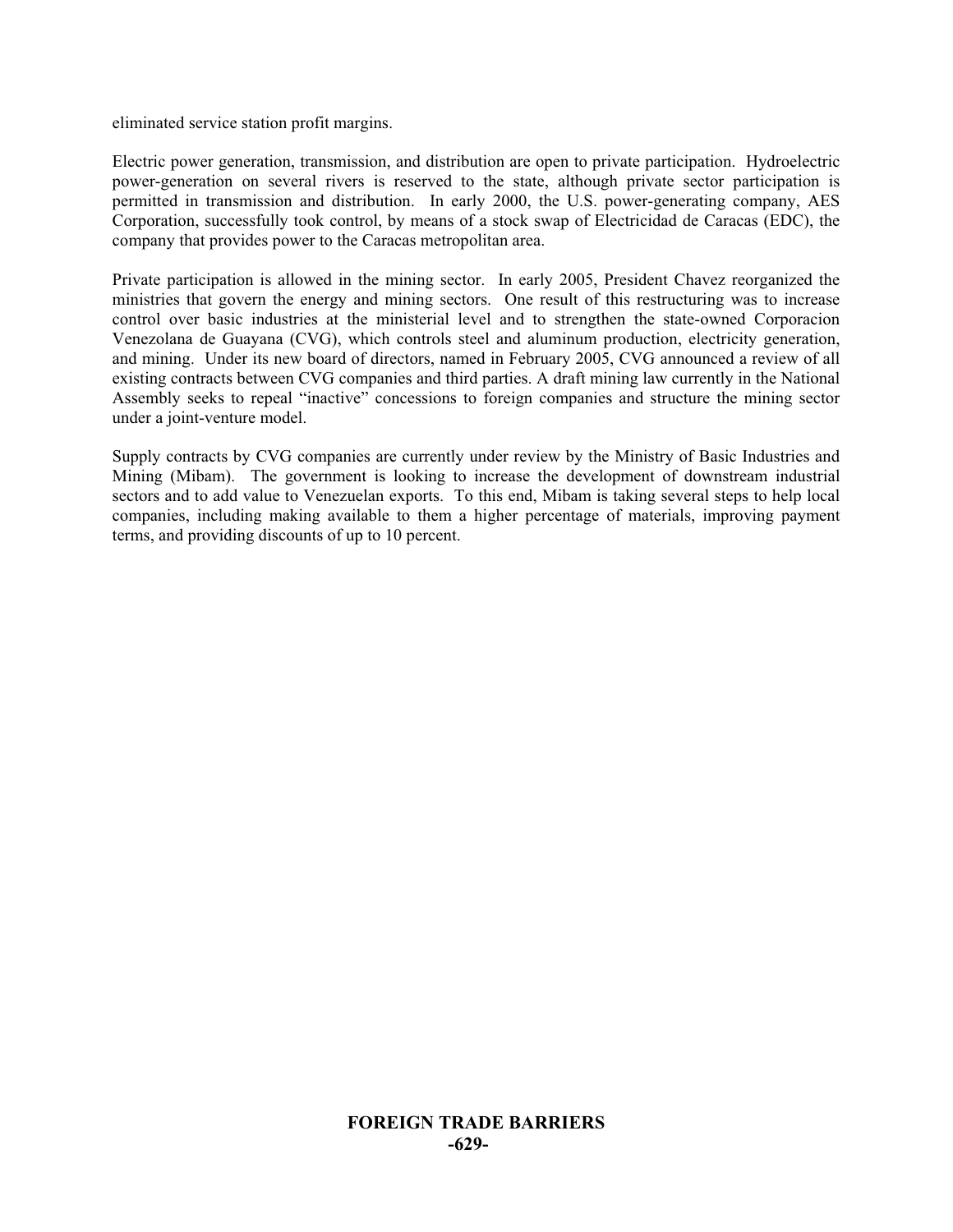eliminated service station profit margins.

Electric power generation, transmission, and distribution are open to private participation. Hydroelectric power-generation on several rivers is reserved to the state, although private sector participation is permitted in transmission and distribution. In early 2000, the U.S. power-generating company, AES Corporation, successfully took control, by means of a stock swap of Electricidad de Caracas (EDC), the company that provides power to the Caracas metropolitan area.

Private participation is allowed in the mining sector. In early 2005, President Chavez reorganized the ministries that govern the energy and mining sectors. One result of this restructuring was to increase control over basic industries at the ministerial level and to strengthen the state-owned Corporacion Venezolana de Guayana (CVG), which controls steel and aluminum production, electricity generation, and mining. Under its new board of directors, named in February 2005, CVG announced a review of all existing contracts between CVG companies and third parties. A draft mining law currently in the National Assembly seeks to repeal "inactive" concessions to foreign companies and structure the mining sector under a joint-venture model.

Supply contracts by CVG companies are currently under review by the Ministry of Basic Industries and Mining (Mibam). The government is looking to increase the development of downstream industrial sectors and to add value to Venezuelan exports. To this end, Mibam is taking several steps to help local companies, including making available to them a higher percentage of materials, improving payment terms, and providing discounts of up to 10 percent.